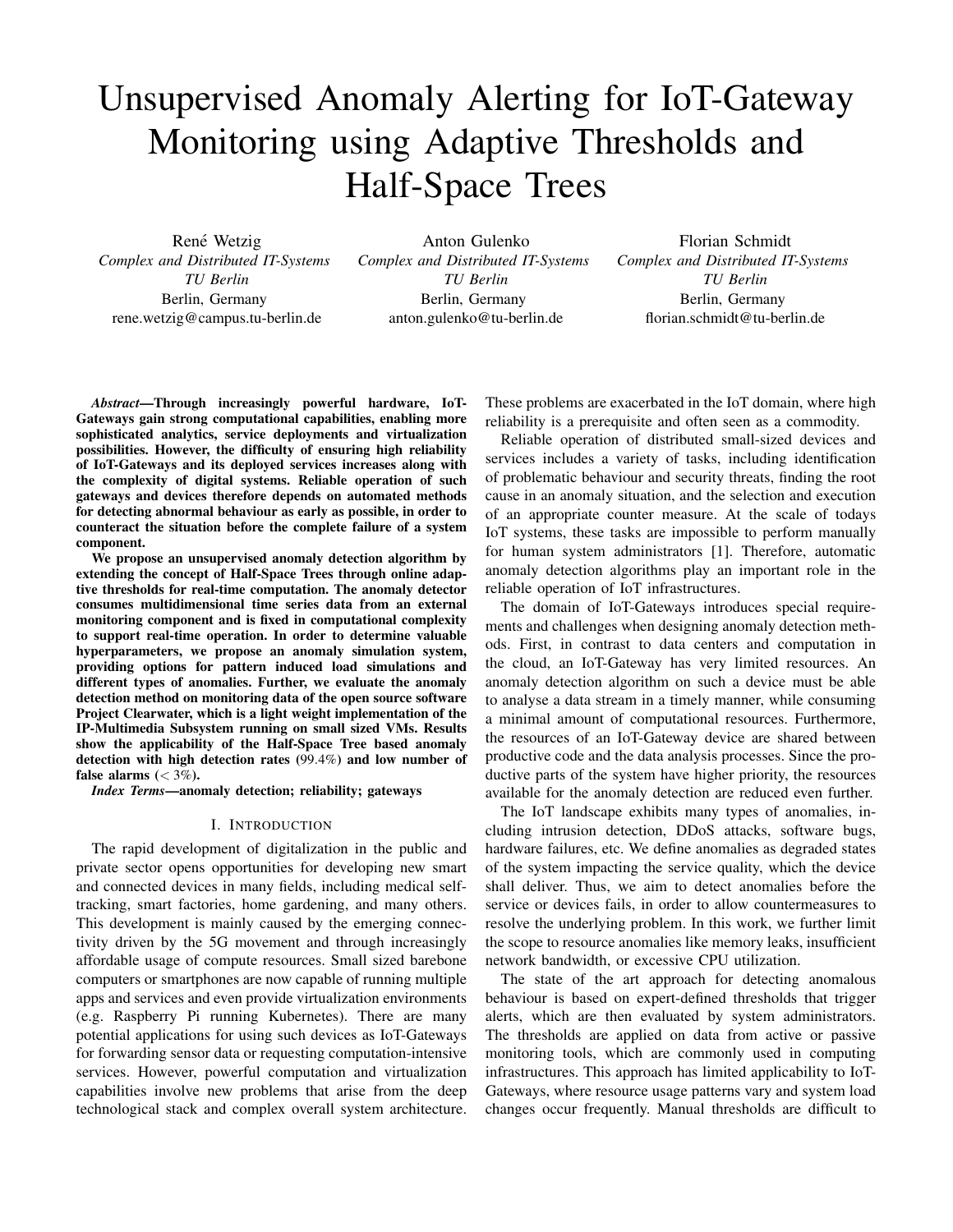# Unsupervised Anomaly Alerting for IoT-Gateway Monitoring using Adaptive Thresholds and Half-Space Trees

René Wetzig
*Complex and Distributed IT-Systems*
*TU Berlin*
Berlin, Germany
rene.wetzig@campus.tu-berlin.de

Anton Gulenko
*Complex and Distributed IT-Systems*
*TU Berlin*
Berlin, Germany
anton.gulenko@tu-berlin.de

Florian Schmidt
*Complex and Distributed IT-Systems*
*TU Berlin*
Berlin, Germany
florian.schmidt@tu-berlin.de

***Abstract*—Through increasingly powerful hardware, IoT-Gateways gain strong computational capabilities, enabling more sophisticated analytics, service deployments and virtualization possibilities. However, the difficulty of ensuring high reliability of IoT-Gateways and its deployed services increases along with the complexity of digital systems. Reliable operation of such gateways and devices therefore depends on automated methods for detecting abnormal behaviour as early as possible, in order to counteract the situation before the complete failure of a system component.**

**We propose an unsupervised anomaly detection algorithm by extending the concept of Half-Space Trees through online adaptive thresholds for real-time computation. The anomaly detector consumes multidimensional time series data from an external monitoring component and is fixed in computational complexity to support real-time operation. In order to determine valuable hyperparameters, we propose an anomaly simulation system, providing options for pattern induced load simulations and different types of anomalies. Further, we evaluate the anomaly detection method on monitoring data of the open source software Project Clearwater, which is a light weight implementation of the IP-Multimedia Subsystem running on small sized VMs. Results show the applicability of the Half-Space Tree based anomaly detection with high detection rates (99.4%) and low number of false alarms (< 3%).**

***Index Terms*—anomaly detection; reliability; gateways**

## I. Introduction

The rapid development of digitalization in the public and private sector opens opportunities for developing new smart and connected devices in many fields, including medical self-tracking, smart factories, home gardening, and many others. This development is mainly caused by the emerging connectivity driven by the 5G movement and through increasingly affordable usage of compute resources. Small sized barebone computers or smartphones are now capable of running multiple apps and services and even provide virtualization environments (e.g. Raspberry Pi running Kubernetes). There are many potential applications for using such devices as IoT-Gateways for forwarding sensor data or requesting computation-intensive services. However, powerful computation and virtualization capabilities involve new problems that arise from the deep technological stack and complex overall system architecture. These problems are exacerbated in the IoT domain, where high reliability is a prerequisite and often seen as a commodity.

Reliable operation of distributed small-sized devices and services includes a variety of tasks, including identification of problematic behaviour and security threats, finding the root cause in an anomaly situation, and the selection and execution of an appropriate counter measure. At the scale of todays IoT systems, these tasks are impossible to perform manually for human system administrators [1]. Therefore, automatic anomaly detection algorithms play an important role in the reliable operation of IoT infrastructures.

The domain of IoT-Gateways introduces special requirements and challenges when designing anomaly detection methods. First, in contrast to data centers and computation in the cloud, an IoT-Gateway has very limited resources. An anomaly detection algorithm on such a device must be able to analyse a data stream in a timely manner, while consuming a minimal amount of computational resources. Furthermore, the resources of an IoT-Gateway device are shared between productive code and the data analysis processes. Since the productive parts of the system have higher priority, the resources available for the anomaly detection are reduced even further.

The IoT landscape exhibits many types of anomalies, including intrusion detection, DDoS attacks, software bugs, hardware failures, etc. We define anomalies as degraded states of the system impacting the service quality, which the device shall deliver. Thus, we aim to detect anomalies before the service or devices fails, in order to allow countermeasures to resolve the underlying problem. In this work, we further limit the scope to resource anomalies like memory leaks, insufficient network bandwidth, or excessive CPU utilization.

The state of the art approach for detecting anomalous behaviour is based on expert-defined thresholds that trigger alerts, which are then evaluated by system administrators. The thresholds are applied on data from active or passive monitoring tools, which are commonly used in computing infrastructures. This approach has limited applicability to IoT-Gateways, where resource usage patterns vary and system load changes occur frequently. Manual thresholds are difficult to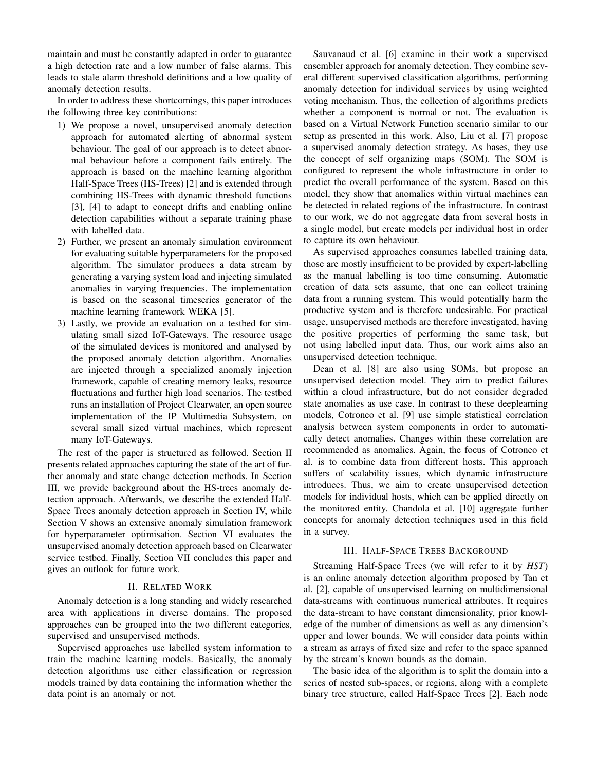maintain and must be constantly adapted in order to guarantee a high detection rate and a low number of false alarms. This leads to stale alarm threshold definitions and a low quality of anomaly detection results.

In order to address these shortcomings, this paper introduces the following three key contributions:

1) We propose a novel, unsupervised anomaly detection approach for automated alerting of abnormal system behaviour. The goal of our approach is to detect abnormal behaviour before a component fails entirely. The approach is based on the machine learning algorithm Half-Space Trees (HS-Trees) [2] and is extended through combining HS-Trees with dynamic threshold functions [3], [4] to adapt to concept drifts and enabling online detection capabilities without a separate training phase with labelled data.
2) Further, we present an anomaly simulation environment for evaluating suitable hyperparameters for the proposed algorithm. The simulator produces a data stream by generating a varying system load and injecting simulated anomalies in varying frequencies. The implementation is based on the seasonal timeseries generator of the machine learning framework WEKA [5].
3) Lastly, we provide an evaluation on a testbed for simulating small sized IoT-Gateways. The resource usage of the simulated devices is monitored and analysed by the proposed anomaly detction algorithm. Anomalies are injected through a specialized anomaly injection framework, capable of creating memory leaks, resource fluctuations and further high load scenarios. The testbed runs an installation of Project Clearwater, an open source implementation of the IP Multimedia Subsystem, on several small sized virtual machines, which represent many IoT-Gateways.

The rest of the paper is structured as followed. Section II presents related approaches capturing the state of the art of further anomaly and state change detection methods. In Section III, we provide background about the HS-trees anomaly detection approach. Afterwards, we describe the extended Half-Space Trees anomaly detection approach in Section IV, while Section V shows an extensive anomaly simulation framework for hyperparameter optimisation. Section VI evaluates the unsupervised anomaly detection approach based on Clearwater service testbed. Finally, Section VII concludes this paper and gives an outlook for future work.

## II. Related Work

Anomaly detection is a long standing and widely researched area with applications in diverse domains. The proposed approaches can be grouped into the two different categories, supervised and unsupervised methods.

Supervised approaches use labelled system information to train the machine learning models. Basically, the anomaly detection algorithms use either classification or regression models trained by data containing the information whether the data point is an anomaly or not.

Sauvanaud et al. [6] examine in their work a supervised ensembler approach for anomaly detection. They combine several different supervised classification algorithms, performing anomaly detection for individual services by using weighted voting mechanism. Thus, the collection of algorithms predicts whether a component is normal or not. The evaluation is based on a Virtual Network Function scenario similar to our setup as presented in this work. Also, Liu et al. [7] propose a supervised anomaly detection strategy. As bases, they use the concept of self organizing maps (SOM). The SOM is configured to represent the whole infrastructure in order to predict the overall performance of the system. Based on this model, they show that anomalies within virtual machines can be detected in related regions of the infrastructure. In contrast to our work, we do not aggregate data from several hosts in a single model, but create models per individual host in order to capture its own behaviour.

As supervised approaches consumes labelled training data, those are mostly insufficient to be provided by expert-labelling as the manual labelling is too time consuming. Automatic creation of data sets assume, that one can collect training data from a running system. This would potentially harm the productive system and is therefore undesirable. For practical usage, unsupervised methods are therefore investigated, having the positive properties of performing the same task, but not using labelled input data. Thus, our work aims also an unsupervised detection technique.

Dean et al. [8] are also using SOMs, but propose an unsupervised detection model. They aim to predict failures within a cloud infrastructure, but do not consider degraded state anomalies as use case. In contrast to these deeplearning models, Cotroneo et al. [9] use simple statistical correlation analysis between system components in order to automatically detect anomalies. Changes within these correlation are recommended as anomalies. Again, the focus of Cotroneo et al. is to combine data from different hosts. This approach suffers of scalability issues, which dynamic infrastructure introduces. Thus, we aim to create unsupervised detection models for individual hosts, which can be applied directly on the monitored entity. Chandola et al. [10] aggregate further concepts for anomaly detection techniques used in this field in a survey.

## III. Half-Space Trees Background

Streaming Half-Space Trees (we will refer to it by *HST*) is an online anomaly detection algorithm proposed by Tan et al. [2], capable of unsupervised learning on multidimensional data-streams with continuous numerical attributes. It requires the data-stream to have constant dimensionality, prior knowledge of the number of dimensions as well as any dimension's upper and lower bounds. We will consider data points within a stream as arrays of fixed size and refer to the space spanned by the stream's known bounds as the domain.

The basic idea of the algorithm is to split the domain into a series of nested sub-spaces, or regions, along with a complete binary tree structure, called Half-Space Trees [2]. Each node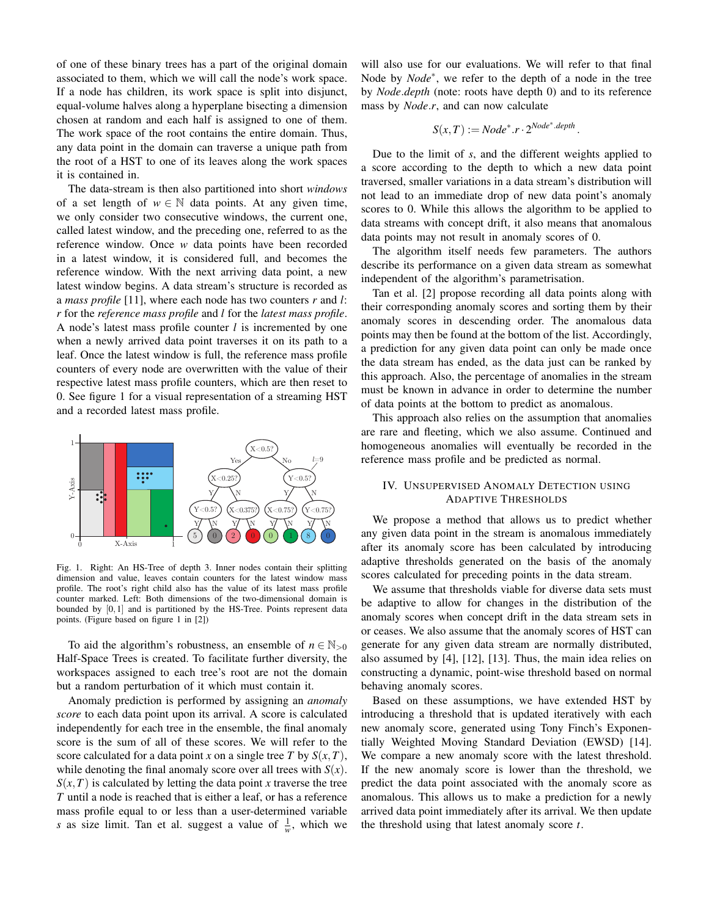of one of these binary trees has a part of the original domain associated to them, which we will call the node's work space. If a node has children, its work space is split into disjunct, equal-volume halves along a hyperplane bisecting a dimension chosen at random and each half is assigned to one of them. The work space of the root contains the entire domain. Thus, any data point in the domain can traverse a unique path from the root of a HST to one of its leaves along the work spaces it is contained in.

The data-stream is then also partitioned into short *windows* of a set length of $w \in \mathbb{N}$ data points. At any given time, we only consider two consecutive windows, the current one, called latest window, and the preceding one, referred to as the reference window. Once $w$ data points have been recorded in a latest window, it is considered full, and becomes the reference window. With the next arriving data point, a new latest window begins. A data stream's structure is recorded as a *mass profile* [11], where each node has two counters $r$ and $l$: $r$ for the *reference mass profile* and $l$ for the *latest mass profile*. A node's latest mass profile counter $l$ is incremented by one when a newly arrived data point traverses it on its path to a leaf. Once the latest window is full, the reference mass profile counters of every node are overwritten with the value of their respective latest mass profile counters, which are then reset to 0. See figure 1 for a visual representation of a streaming HST and a recorded latest mass profile.

Fig. 1. Right: An HS-Tree of depth 3. Inner nodes contain their splitting dimension and value, leaves contain counters for the latest window mass profile. The root's right child also has the value of its latest mass profile counter marked. Left: Both dimensions of the two-dimensional domain is bounded by $[0,1]$ and is partitioned by the HS-Tree. Points represent data points. (Figure based on figure 1 in [2])

To aid the algorithm's robustness, an ensemble of $n \in \mathbb{N}_{>0}$ Half-Space Trees is created. To facilitate further diversity, the workspaces assigned to each tree's root are not the domain but a random perturbation of it which must contain it.

Anomaly prediction is performed by assigning an *anomaly score* to each data point upon its arrival. A score is calculated independently for each tree in the ensemble, the final anomaly score is the sum of all of these scores. We will refer to the score calculated for a data point $x$ on a single tree $T$ by $S(x,T)$, while denoting the final anomaly score over all trees with $S(x)$. $S(x,T)$ is calculated by letting the data point $x$ traverse the tree $T$ until a node is reached that is either a leaf, or has a reference mass profile equal to or less than a user-determined variable $s$ as size limit. Tan et al. suggest a value of $\frac{1}{w}$, which we will also use for our evaluations. We will refer to that final Node by $Node^*$, we refer to the depth of a node in the tree by $Node.depth$ (note: roots have depth 0) and to its reference mass by $Node.r$, and can now calculate

$$S(x,T) := Node^*.r \cdot 2^{Node^*.depth}.$$

Due to the limit of $s$, and the different weights applied to a score according to the depth to which a new data point traversed, smaller variations in a data stream's distribution will not lead to an immediate drop of new data point's anomaly scores to 0. While this allows the algorithm to be applied to data streams with concept drift, it also means that anomalous data points may not result in anomaly scores of 0.

The algorithm itself needs few parameters. The authors describe its performance on a given data stream as somewhat independent of the algorithm's parametrisation.

Tan et al. [2] propose recording all data points along with their corresponding anomaly scores and sorting them by their anomaly scores in descending order. The anomalous data points may then be found at the bottom of the list. Accordingly, a prediction for any given data point can only be made once the data stream has ended, as the data just can be ranked by this approach. Also, the percentage of anomalies in the stream must be known in advance in order to determine the number of data points at the bottom to predict as anomalous.

This approach also relies on the assumption that anomalies are rare and fleeting, which we also assume. Continued and homogeneous anomalies will eventually be recorded in the reference mass profile and be predicted as normal.

## IV. Unsupervised Anomaly Detection using Adaptive Thresholds

We propose a method that allows us to predict whether any given data point in the stream is anomalous immediately after its anomaly score has been calculated by introducing adaptive thresholds generated on the basis of the anomaly scores calculated for preceding points in the data stream.

We assume that thresholds viable for diverse data sets must be adaptive to allow for changes in the distribution of the anomaly scores when concept drift in the data stream sets in or ceases. We also assume that the anomaly scores of HST can generate for any given data stream are normally distributed, also assumed by [4], [12], [13]. Thus, the main idea relies on constructing a dynamic, point-wise threshold based on normal behaving anomaly scores.

Based on these assumptions, we have extended HST by introducing a threshold that is updated iteratively with each new anomaly score, generated using Tony Finch's Exponentially Weighted Moving Standard Deviation (EWSD) [14]. We compare a new anomaly score with the latest threshold. If the new anomaly score is lower than the threshold, we predict the data point associated with the anomaly score as anomalous. This allows us to make a prediction for a newly arrived data point immediately after its arrival. We then update the threshold using that latest anomaly score $t$.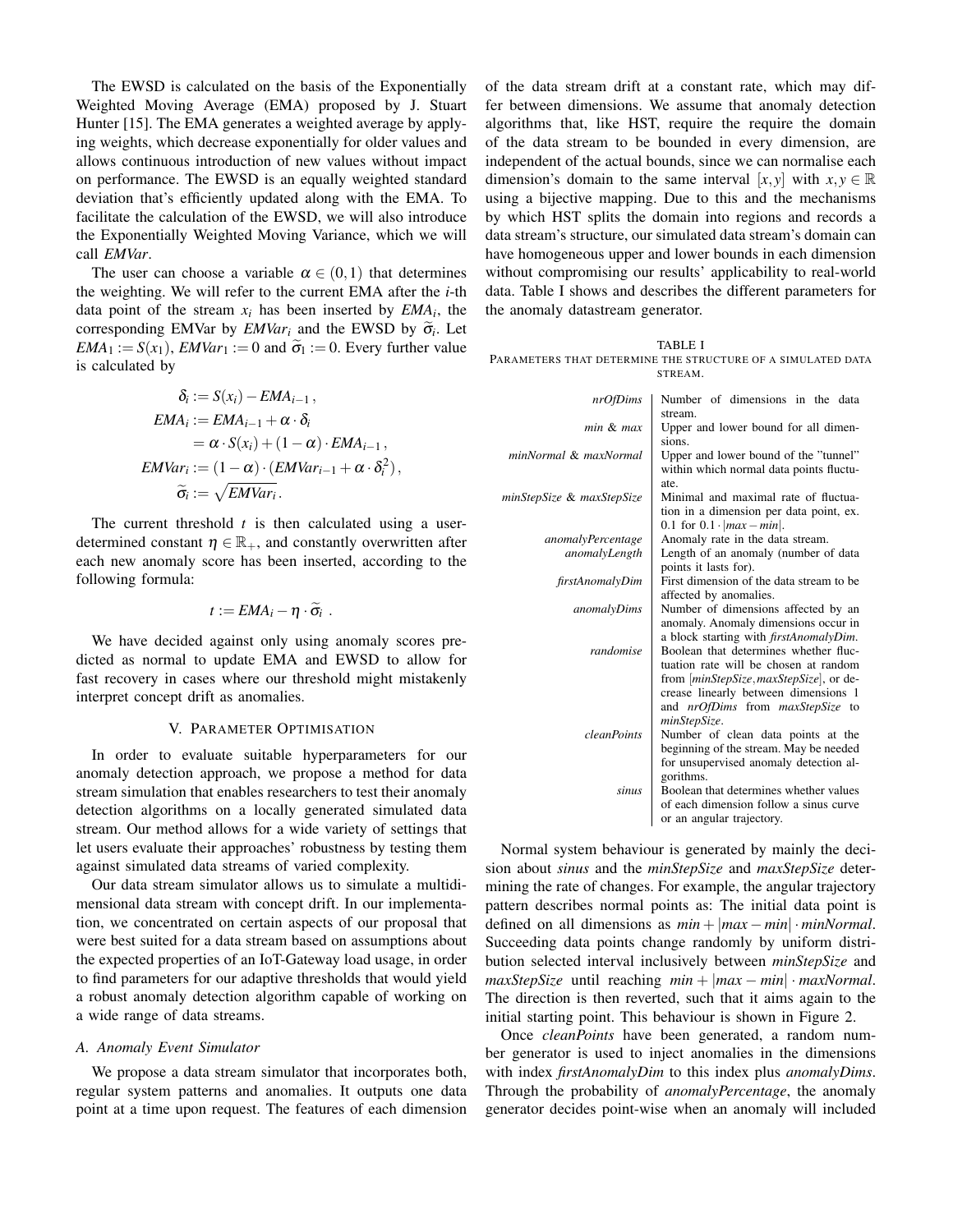The EWSD is calculated on the basis of the Exponentially Weighted Moving Average (EMA) proposed by J. Stuart Hunter [15]. The EMA generates a weighted average by applying weights, which decrease exponentially for older values and allows continuous introduction of new values without impact on performance. The EWSD is an equally weighted standard deviation that's efficiently updated along with the EMA. To facilitate the calculation of the EWSD, we will also introduce the Exponentially Weighted Moving Variance, which we will call *EMVar*.

The user can choose a variable $\alpha \in (0,1)$ that determines the weighting. We will refer to the current EMA after the $i$-th data point of the stream $x_i$ has been inserted by $EMA_i$, the corresponding EMVar by $EMVar_i$ and the EWSD by $\widetilde{\sigma}_i$. Let $EMA_1 := S(x_1)$, $EMVar_1 := 0$ and $\widetilde{\sigma}_1 := 0$. Every further value is calculated by

$$
\begin{aligned}
\delta_i &:= S(x_i) - EMA_{i-1}\,, \\
EMA_i &:= EMA_{i-1} + \alpha \cdot \delta_i \\
&= \alpha \cdot S(x_i) + (1-\alpha) \cdot EMA_{i-1}\,, \\
EMVar_i &:= (1-\alpha) \cdot (EMVar_{i-1} + \alpha \cdot \delta_i^2)\,, \\
\widetilde{\sigma}_i &:= \sqrt{EMVar_i}\,.
\end{aligned}
$$

The current threshold $t$ is then calculated using a user-determined constant $\eta \in \mathbb{R}_+$, and constantly overwritten after each new anomaly score has been inserted, according to the following formula:

$$
t := EMA_i - \eta \cdot \widetilde{\sigma}_i \ .
$$

We have decided against only using anomaly scores predicted as normal to update EMA and EWSD to allow for fast recovery in cases where our threshold might mistakenly interpret concept drift as anomalies.

## V. Parameter Optimisation

In order to evaluate suitable hyperparameters for our anomaly detection approach, we propose a method for data stream simulation that enables researchers to test their anomaly detection algorithms on a locally generated simulated data stream. Our method allows for a wide variety of settings that let users evaluate their approaches' robustness by testing them against simulated data streams of varied complexity.

Our data stream simulator allows us to simulate a multidimensional data stream with concept drift. In our implementation, we concentrated on certain aspects of our proposal that were best suited for a data stream based on assumptions about the expected properties of an IoT-Gateway load usage, in order to find parameters for our adaptive thresholds that would yield a robust anomaly detection algorithm capable of working on a wide range of data streams.

### A. Anomaly Event Simulator

We propose a data stream simulator that incorporates both, regular system patterns and anomalies. It outputs one data point at a time upon request. The features of each dimension of the data stream drift at a constant rate, which may differ between dimensions. We assume that anomaly detection algorithms that, like HST, require the require the domain of the data stream to be bounded in every dimension, are independent of the actual bounds, since we can normalise each dimension's domain to the same interval $[x,y]$ with $x,y \in \mathbb{R}$ using a bijective mapping. Due to this and the mechanisms by which HST splits the domain into regions and records a data stream's structure, our simulated data stream's domain can have homogeneous upper and lower bounds in each dimension without compromising our results' applicability to real-world data. Table I shows and describes the different parameters for the anomaly datastream generator.

TABLE I
PARAMETERS THAT DETERMINE THE STRUCTURE OF A SIMULATED DATA STREAM.

| Parameter | Description |
|---|---|
| *nrOfDims* | Number of dimensions in the data stream. |
| *min* & *max* | Upper and lower bound for all dimensions. |
| *minNormal* & *maxNormal* | Upper and lower bound of the "tunnel" within which normal data points fluctuate. |
| *minStepSize* & *maxStepSize* | Minimal and maximal rate of fluctuation in a dimension per data point, ex. 0.1 for $0.1 \cdot \lvert max - min \rvert$. |
| *anomalyPercentage* | Anomaly rate in the data stream. |
| *anomalyLength* | Length of an anomaly (number of data points it lasts for). |
| *firstAnomalyDim* | First dimension of the data stream to be affected by anomalies. |
| *anomalyDims* | Number of dimensions affected by an anomaly. Anomaly dimensions occur in a block starting with *firstAnomalyDim*. |
| *randomise* | Boolean that determines whether fluctuation rate will be chosen at random from [*minStepSize*,*maxStepSize*], or decrease linearly between dimensions 1 and *nrOfDims* from *maxStepSize* to *minStepSize*. |
| *cleanPoints* | Number of clean data points at the beginning of the stream. May be needed for unsupervised anomaly detection algorithms. |
| *sinus* | Boolean that determines whether values of each dimension follow a sinus curve or an angular trajectory. |

Normal system behaviour is generated by mainly the decision about *sinus* and the *minStepSize* and *maxStepSize* determining the rate of changes. For example, the angular trajectory pattern describes normal points as: The initial data point is defined on all dimensions as $min + |max - min| \cdot minNormal$. Succeeding data points change randomly by uniform distribution selected interval inclusively between *minStepSize* and *maxStepSize* until reaching $min + |max - min| \cdot maxNormal$. The direction is then reverted, such that it aims again to the initial starting point. This behaviour is shown in Figure 2.

Once *cleanPoints* have been generated, a random number generator is used to inject anomalies in the dimensions with index *firstAnomalyDim* to this index plus *anomalyDims*. Through the probability of *anomalyPercentage*, the anomaly generator decides point-wise when an anomaly will included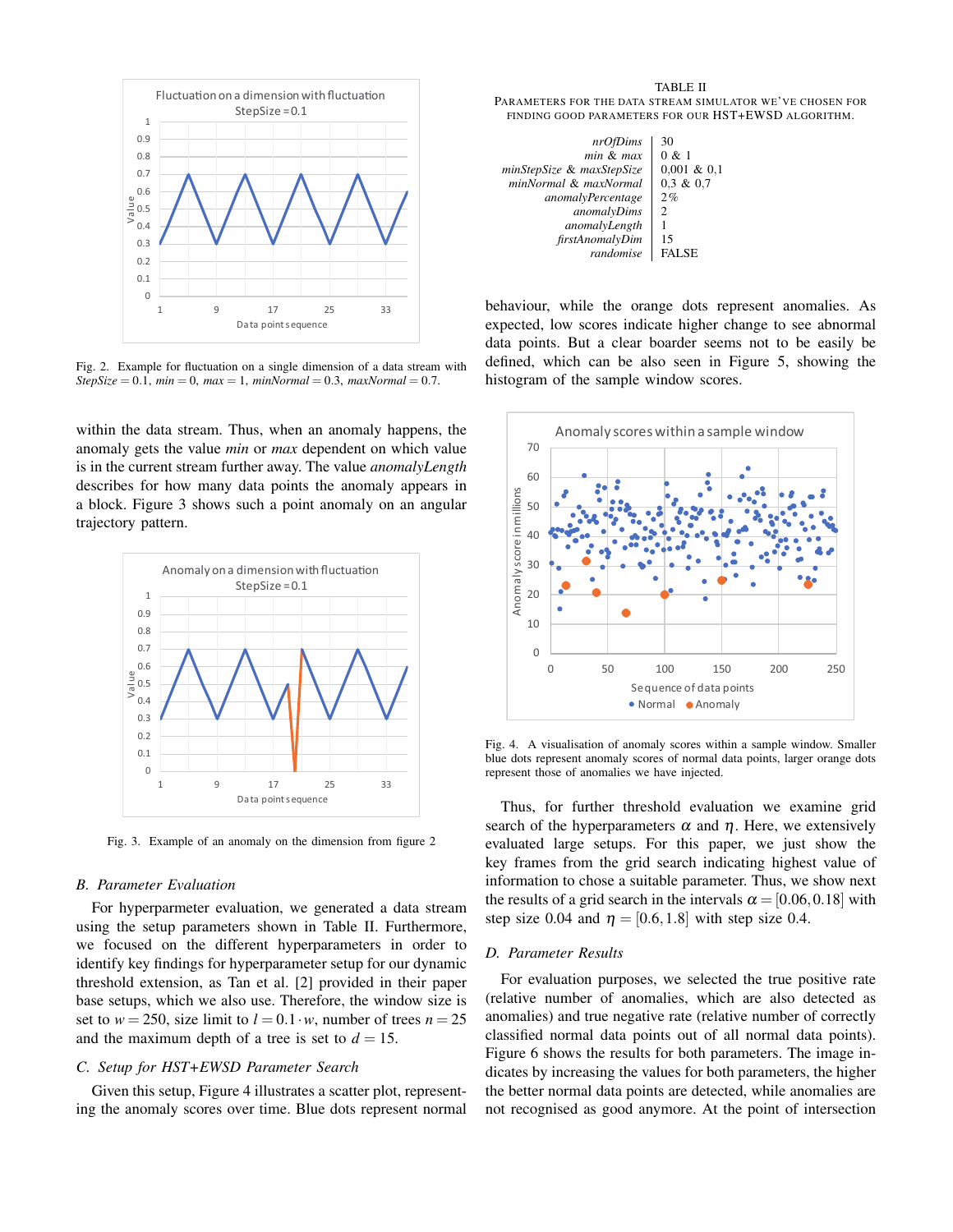Fig. 2. Example for fluctuation on a single dimension of a data stream with *StepSize* = 0.1, *min* = 0, *max* = 1, *minNormal* = 0.3, *maxNormal* = 0.7.

within the data stream. Thus, when an anomaly happens, the anomaly gets the value *min* or *max* dependent on which value is in the current stream further away. The value *anomalyLength* describes for how many data points the anomaly appears in a block. Figure 3 shows such a point anomaly on an angular trajectory pattern.

Fig. 3. Example of an anomaly on the dimension from figure 2

### B. Parameter Evaluation

For hyperparmeter evaluation, we generated a data stream using the setup parameters shown in Table II. Furthermore, we focused on the different hyperparameters in order to identify key findings for hyperparameter setup for our dynamic threshold extension, as Tan et al. [2] provided in their paper base setups, which we also use. Therefore, the window size is set to $w = 250$, size limit to $l = 0.1 \cdot w$, number of trees $n = 25$ and the maximum depth of a tree is set to $d = 15$.

### C. Setup for HST+EWSD Parameter Search

Given this setup, Figure 4 illustrates a scatter plot, representing the anomaly scores over time. Blue dots represent normal

TABLE II
PARAMETERS FOR THE DATA STREAM SIMULATOR WE'VE CHOSEN FOR FINDING GOOD PARAMETERS FOR OUR HST+EWSD ALGORITHM.

| | |
|---|---|
| *nrOfDims* | 30 |
| *min* & *max* | 0 & 1 |
| *minStepSize* & *maxStepSize* | 0,001 & 0,1 |
| *minNormal* & *maxNormal* | 0,3 & 0,7 |
| *anomalyPercentage* | 2% |
| *anomalyDims* | 2 |
| *anomalyLength* | 1 |
| *firstAnomalyDim* | 15 |
| *randomise* | FALSE |

behaviour, while the orange dots represent anomalies. As expected, low scores indicate higher change to see abnormal data points. But a clear boarder seems not to be easily be defined, which can be also seen in Figure 5, showing the histogram of the sample window scores.

Fig. 4. A visualisation of anomaly scores within a sample window. Smaller blue dots represent anomaly scores of normal data points, larger orange dots represent those of anomalies we have injected.

Thus, for further threshold evaluation we examine grid search of the hyperparameters $\alpha$ and $\eta$. Here, we extensively evaluated large setups. For this paper, we just show the key frames from the grid search indicating highest value of information to chose a suitable parameter. Thus, we show next the results of a grid search in the intervals $\alpha = [0.06, 0.18]$ with step size 0.04 and $\eta = [0.6, 1.8]$ with step size 0.4.

### D. Parameter Results

For evaluation purposes, we selected the true positive rate (relative number of anomalies, which are also detected as anomalies) and true negative rate (relative number of correctly classified normal data points out of all normal data points). Figure 6 shows the results for both parameters. The image indicates by increasing the values for both parameters, the higher the better normal data points are detected, while anomalies are not recognised as good anymore. At the point of intersection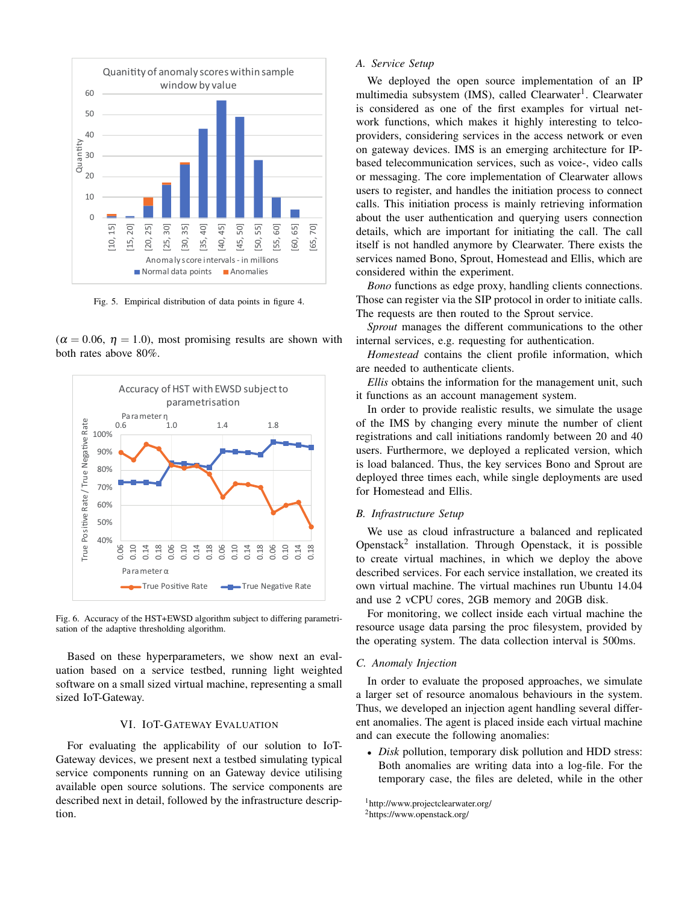Fig. 5. Empirical distribution of data points in figure 4.

($\alpha = 0.06$, $\eta = 1.0$), most promising results are shown with both rates above 80%.

Fig. 6. Accuracy of the HST+EWSD algorithm subject to differing parametrisation of the adaptive thresholding algorithm.

Based on these hyperparameters, we show next an evaluation based on a service testbed, running light weighted software on a small sized virtual machine, representing a small sized IoT-Gateway.

## VI. IoT-Gateway Evaluation

For evaluating the applicability of our solution to IoT-Gateway devices, we present next a testbed simulating typical service components running on an Gateway device utilising available open source solutions. The service components are described next in detail, followed by the infrastructure description.

### A. Service Setup

We deployed the open source implementation of an IP multimedia subsystem (IMS), called Clearwater[1]. Clearwater is considered as one of the first examples for virtual network functions, which makes it highly interesting to telco-providers, considering services in the access network or even on gateway devices. IMS is an emerging architecture for IP-based telecommunication services, such as voice-, video calls or messaging. The core implementation of Clearwater allows users to register, and handles the initiation process to connect calls. This initiation process is mainly retrieving information about the user authentication and querying users connection details, which are important for initiating the call. The call itself is not handled anymore by Clearwater. There exists the services named Bono, Sprout, Homestead and Ellis, which are considered within the experiment.

*Bono* functions as edge proxy, handling clients connections. Those can register via the SIP protocol in order to initiate calls. The requests are then routed to the Sprout service.

*Sprout* manages the different communications to the other internal services, e.g. requesting for authentication.

*Homestead* contains the client profile information, which are needed to authenticate clients.

*Ellis* obtains the information for the management unit, such it functions as an account management system.

In order to provide realistic results, we simulate the usage of the IMS by changing every minute the number of client registrations and call initiations randomly between 20 and 40 users. Furthermore, we deployed a replicated version, which is load balanced. Thus, the key services Bono and Sprout are deployed three times each, while single deployments are used for Homestead and Ellis.

### B. Infrastructure Setup

We use as cloud infrastructure a balanced and replicated Openstack[2] installation. Through Openstack, it is possible to create virtual machines, in which we deploy the above described services. For each service installation, we created its own virtual machine. The virtual machines run Ubuntu 14.04 and use 2 vCPU cores, 2GB memory and 20GB disk.

For monitoring, we collect inside each virtual machine the resource usage data parsing the proc filesystem, provided by the operating system. The data collection interval is 500ms.

### C. Anomaly Injection

In order to evaluate the proposed approaches, we simulate a larger set of resource anomalous behaviours in the system. Thus, we developed an injection agent handling several different anomalies. The agent is placed inside each virtual machine and can execute the following anomalies:

- *Disk* pollution, temporary disk pollution and HDD stress: Both anomalies are writing data into a log-file. For the temporary case, the files are deleted, while in the other

[1] http://www.projectclearwater.org/
[2] https://www.openstack.org/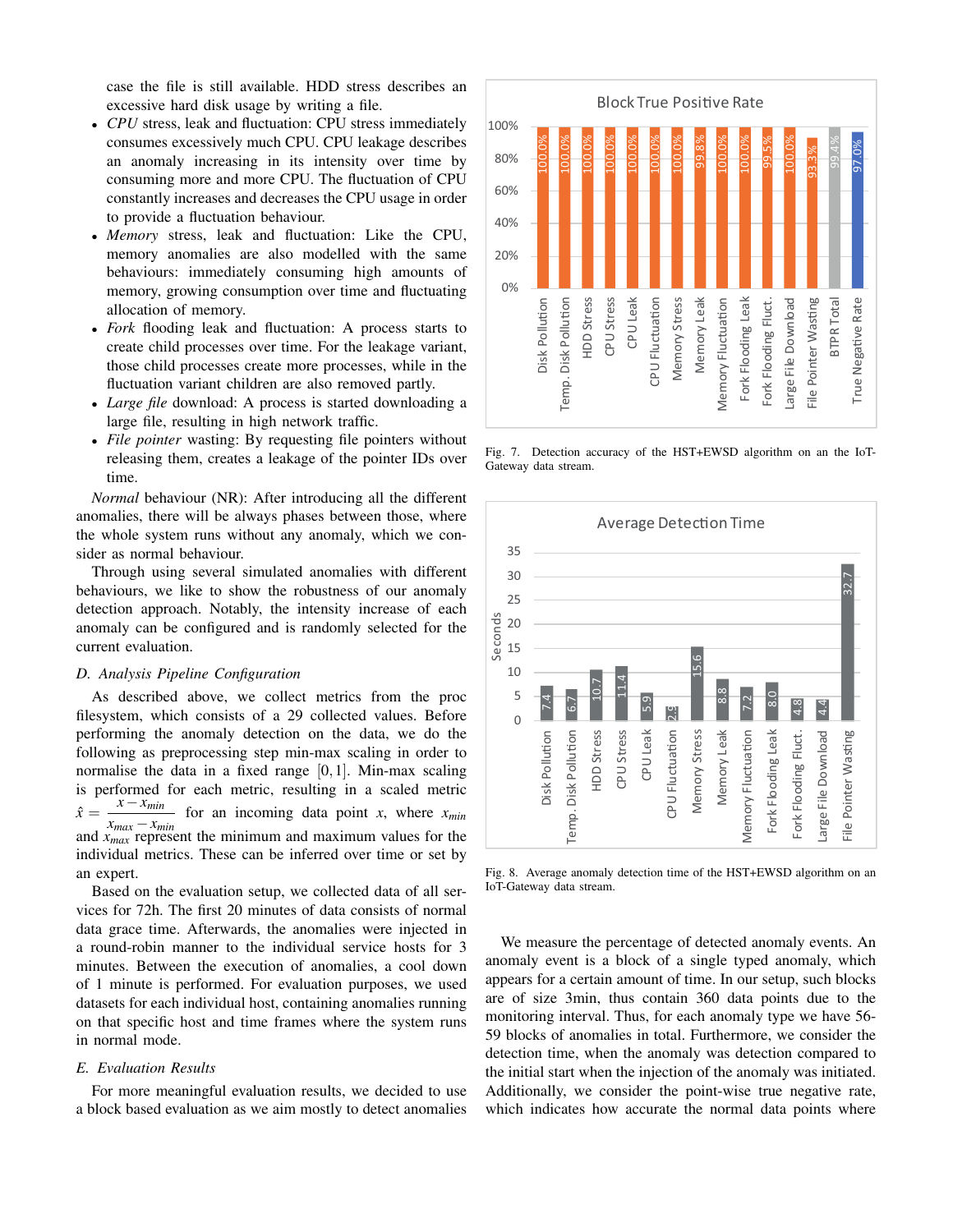case the file is still available. HDD stress describes an excessive hard disk usage by writing a file.

- *CPU* stress, leak and fluctuation: CPU stress immediately consumes excessively much CPU. CPU leakage describes an anomaly increasing in its intensity over time by consuming more and more CPU. The fluctuation of CPU constantly increases and decreases the CPU usage in order to provide a fluctuation behaviour.
- *Memory* stress, leak and fluctuation: Like the CPU, memory anomalies are also modelled with the same behaviours: immediately consuming high amounts of memory, growing consumption over time and fluctuating allocation of memory.
- *Fork* flooding leak and fluctuation: A process starts to create child processes over time. For the leakage variant, those child processes create more processes, while in the fluctuation variant children are also removed partly.
- *Large file* download: A process is started downloading a large file, resulting in high network traffic.
- *File pointer* wasting: By requesting file pointers without releasing them, creates a leakage of the pointer IDs over time.

*Normal* behaviour (NR): After introducing all the different anomalies, there will be always phases between those, where the whole system runs without any anomaly, which we consider as normal behaviour.

Through using several simulated anomalies with different behaviours, we like to show the robustness of our anomaly detection approach. Notably, the intensity increase of each anomaly can be configured and is randomly selected for the current evaluation.

### D. Analysis Pipeline Configuration

As described above, we collect metrics from the proc filesystem, which consists of a 29 collected values. Before performing the anomaly detection on the data, we do the following as preprocessing step min-max scaling in order to normalise the data in a fixed range $[0,1]$. Min-max scaling is performed for each metric, resulting in a scaled metric $\hat{x} = \frac{x - x_{min}}{x_{max} - x_{min}}$ for an incoming data point $x$, where $x_{min}$ and $x_{max}$ represent the minimum and maximum values for the individual metrics. These can be inferred over time or set by an expert.

Based on the evaluation setup, we collected data of all services for 72h. The first 20 minutes of data consists of normal data grace time. Afterwards, the anomalies were injected in a round-robin manner to the individual service hosts for 3 minutes. Between the execution of anomalies, a cool down of 1 minute is performed. For evaluation purposes, we used datasets for each individual host, containing anomalies running on that specific host and time frames where the system runs in normal mode.

### E. Evaluation Results

For more meaningful evaluation results, we decided to use a block based evaluation as we aim mostly to detect anomalies

Fig. 7. Detection accuracy of the HST+EWSD algorithm on the IoT-Gateway data stream.

Fig. 8. Average anomaly detection time of the HST+EWSD algorithm on an IoT-Gateway data stream.

We measure the percentage of detected anomaly events. An anomaly event is a block of a single typed anomaly, which appears for a certain amount of time. In our setup, such blocks are of size 3min, thus contain 360 data points due to the monitoring interval. Thus, for each anomaly type we have 56-59 blocks of anomalies in total. Furthermore, we consider the detection time, when the anomaly was detection compared to the initial start when the injection of the anomaly was initiated. Additionally, we consider the point-wise true negative rate, which indicates how accurate the normal data points where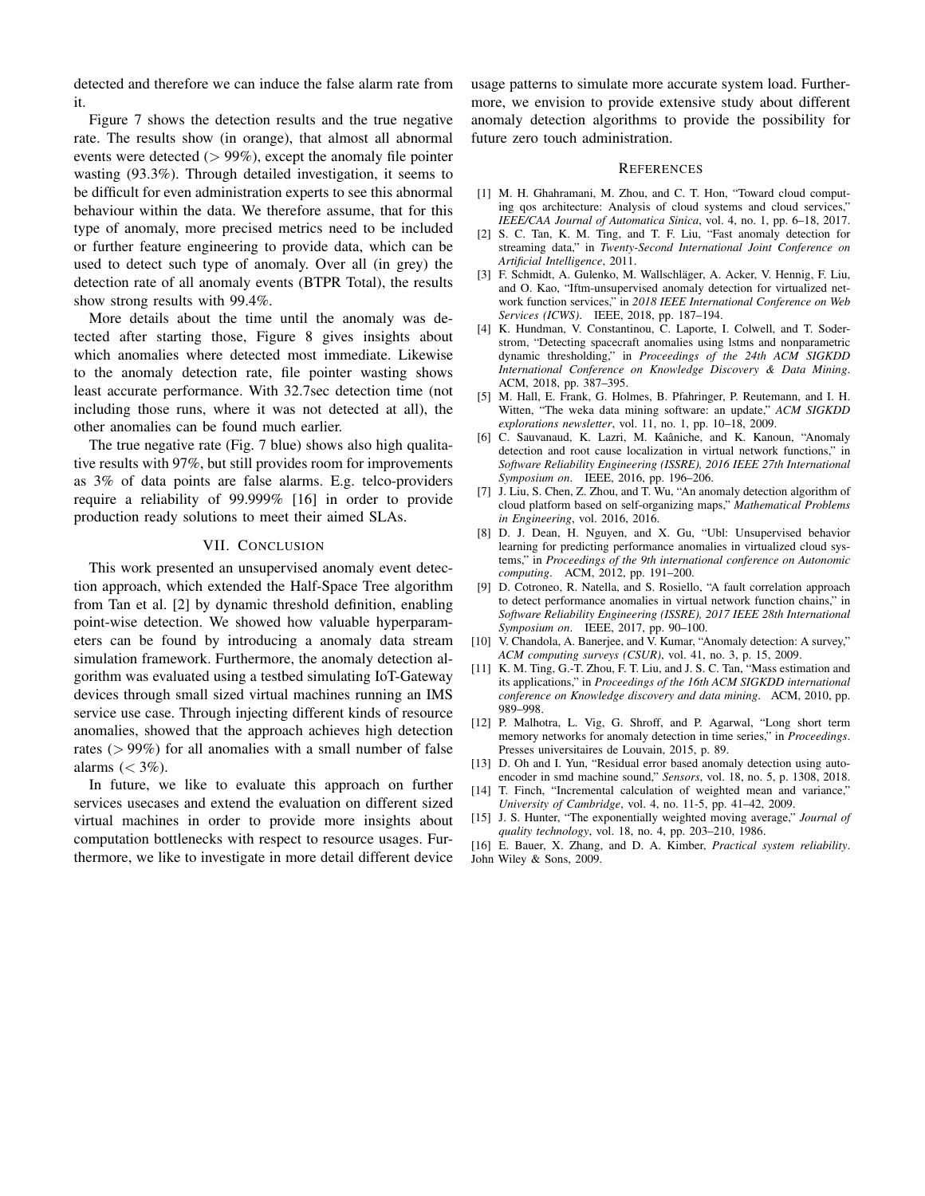detected and therefore we can induce the false alarm rate from it.

Figure 7 shows the detection results and the true negative rate. The results show (in orange), that almost all abnormal events were detected ($> 99\%$), except the anomaly file pointer wasting (93.3%). Through detailed investigation, it seems to be difficult for even administration experts to see this abnormal behaviour within the data. We therefore assume, that for this type of anomaly, more precised metrics need to be included or further feature engineering to provide data, which can be used to detect such type of anomaly. Over all (in grey) the detection rate of all anomaly events (BTPR Total), the results show strong results with 99.4%.

More details about the time until the anomaly was detected after starting those, Figure 8 gives insights about which anomalies where detected most immediate. Likewise to the anomaly detection rate, file pointer wasting shows least accurate performance. With 32.7sec detection time (not including those runs, where it was not detected at all), the other anomalies can be found much earlier.

The true negative rate (Fig. 7 blue) shows also high qualitative results with 97%, but still provides room for improvements as 3% of data points are false alarms. E.g. telco-providers require a reliability of 99.999% [16] in order to provide production ready solutions to meet their aimed SLAs.

## VII. Conclusion

This work presented an unsupervised anomaly event detection approach, which extended the Half-Space Tree algorithm from Tan et al. [2] by dynamic threshold definition, enabling point-wise detection. We showed how valuable hyperparameters can be found by introducing a anomaly data stream simulation framework. Furthermore, the anomaly detection algorithm was evaluated using a testbed simulating IoT-Gateway devices through small sized virtual machines running an IMS service use case. Through injecting different kinds of resource anomalies, showed that the approach achieves high detection rates ($> 99\%$) for all anomalies with a small number of false alarms ($< 3\%$).

In future, we like to evaluate this approach on further services usecases and extend the evaluation on different sized virtual machines in order to provide more insights about computation bottlenecks with respect to resource usages. Furthermore, we like to investigate in more detail different device usage patterns to simulate more accurate system load. Furthermore, we envision to provide extensive study about different anomaly detection algorithms to provide the possibility for future zero touch administration.

## References

[1] M. H. Ghahramani, M. Zhou, and C. T. Hon, "Toward cloud computing qos architecture: Analysis of cloud systems and cloud services," *IEEE/CAA Journal of Automatica Sinica*, vol. 4, no. 1, pp. 6–18, 2017.

[2] S. C. Tan, K. M. Ting, and T. F. Liu, "Fast anomaly detection for streaming data," in *Twenty-Second International Joint Conference on Artificial Intelligence*, 2011.

[3] F. Schmidt, A. Gulenko, M. Wallschläger, A. Acker, V. Hennig, F. Liu, and O. Kao, "Iftm-unsupervised anomaly detection for virtualized network function services," in *2018 IEEE International Conference on Web Services (ICWS)*. IEEE, 2018, pp. 187–194.

[4] K. Hundman, V. Constantinou, C. Laporte, I. Colwell, and T. Soderstrom, "Detecting spacecraft anomalies using lstms and nonparametric dynamic thresholding," in *Proceedings of the 24th ACM SIGKDD International Conference on Knowledge Discovery & Data Mining*. ACM, 2018, pp. 387–395.

[5] M. Hall, E. Frank, G. Holmes, B. Pfahringer, P. Reutemann, and I. H. Witten, "The weka data mining software: an update," *ACM SIGKDD explorations newsletter*, vol. 11, no. 1, pp. 10–18, 2009.

[6] C. Sauvanaud, K. Lazri, M. Kaâniche, and K. Kanoun, "Anomaly detection and root cause localization in virtual network functions," in *Software Reliability Engineering (ISSRE), 2016 IEEE 27th International Symposium on*. IEEE, 2016, pp. 196–206.

[7] J. Liu, S. Chen, Z. Zhou, and T. Wu, "An anomaly detection algorithm of cloud platform based on self-organizing maps," *Mathematical Problems in Engineering*, vol. 2016, 2016.

[8] D. J. Dean, H. Nguyen, and X. Gu, "Ubl: Unsupervised behavior learning for predicting performance anomalies in virtualized cloud systems," in *Proceedings of the 9th international conference on Autonomic computing*. ACM, 2012, pp. 191–200.

[9] D. Cotroneo, R. Natella, and S. Rosiello, "A fault correlation approach to detect performance anomalies in virtual network function chains," in *Software Reliability Engineering (ISSRE), 2017 IEEE 28th International Symposium on*. IEEE, 2017, pp. 90–100.

[10] V. Chandola, A. Banerjee, and V. Kumar, "Anomaly detection: A survey," *ACM computing surveys (CSUR)*, vol. 41, no. 3, p. 15, 2009.

[11] K. M. Ting, G.-T. Zhou, F. T. Liu, and J. S. C. Tan, "Mass estimation and its applications," in *Proceedings of the 16th ACM SIGKDD international conference on Knowledge discovery and data mining*. ACM, 2010, pp. 989–998.

[12] P. Malhotra, L. Vig, G. Shroff, and P. Agarwal, "Long short term memory networks for anomaly detection in time series," in *Proceedings*. Presses universitaires de Louvain, 2015, p. 89.

[13] D. Oh and I. Yun, "Residual error based anomaly detection using auto-encoder in smd machine sound," *Sensors*, vol. 18, no. 5, p. 1308, 2018.

[14] T. Finch, "Incremental calculation of weighted mean and variance," *University of Cambridge*, vol. 4, no. 11-5, pp. 41–42, 2009.

[15] J. S. Hunter, "The exponentially weighted moving average," *Journal of quality technology*, vol. 18, no. 4, pp. 203–210, 1986.

[16] E. Bauer, X. Zhang, and D. A. Kimber, *Practical system reliability*. John Wiley & Sons, 2009.